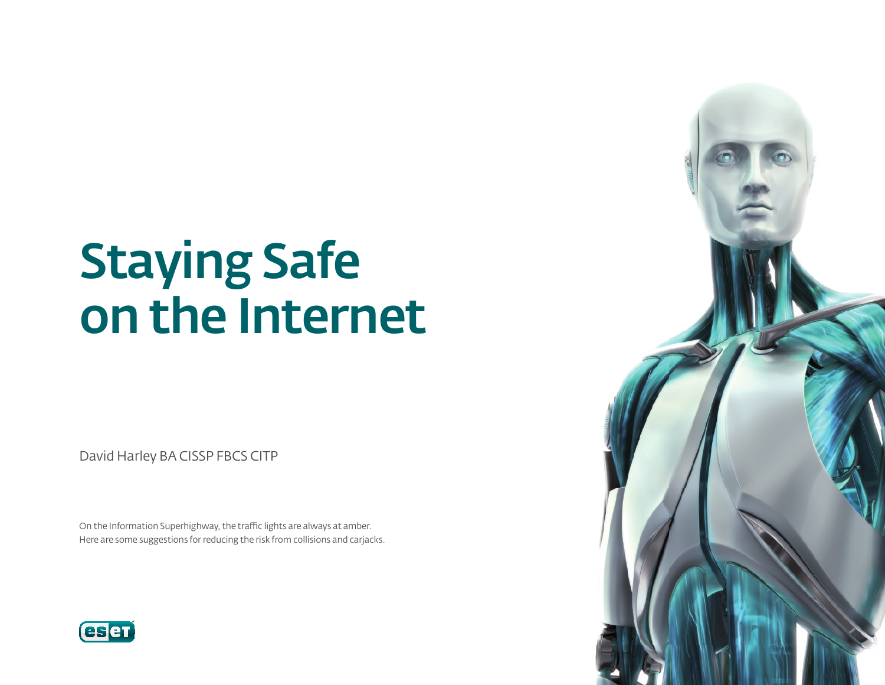# Staying Safe on the Internet

David Harley BA CISSP FBCS CITP

On the Information Superhighway, the traffic lights are always at amber.
Here are some suggestions for reducing the risk from collisions and carjacks.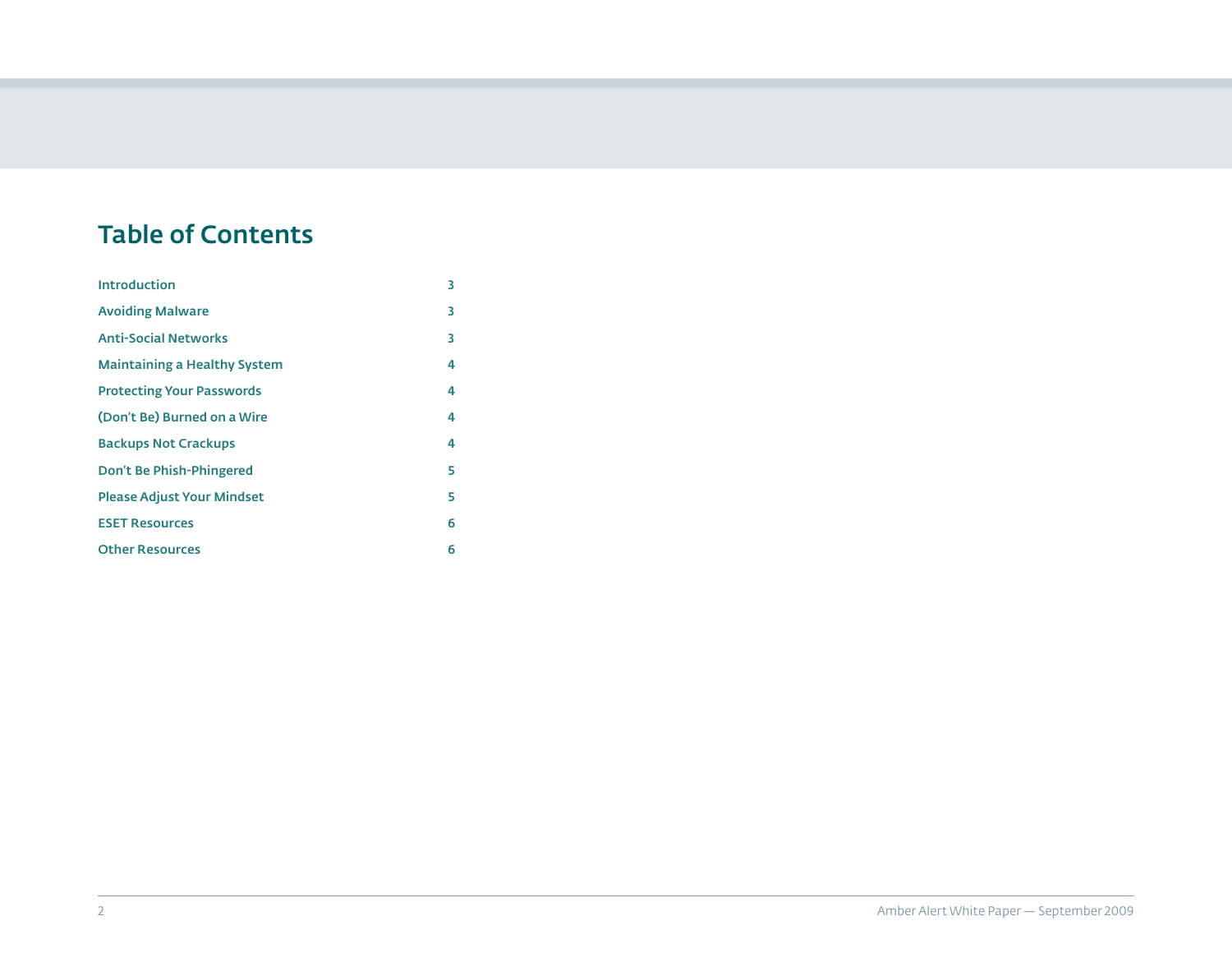# Table of Contents

| | |
|---|---|
| Introduction | 3 |
| Avoiding Malware | 3 |
| Anti-Social Networks | 3 |
| Maintaining a Healthy System | 4 |
| Protecting Your Passwords | 4 |
| (Don't Be) Burned on a Wire | 4 |
| Backups Not Crackups | 4 |
| Don't Be Phish-Phingered | 5 |
| Please Adjust Your Mindset | 5 |
| ESET Resources | 6 |
| Other Resources | 6 |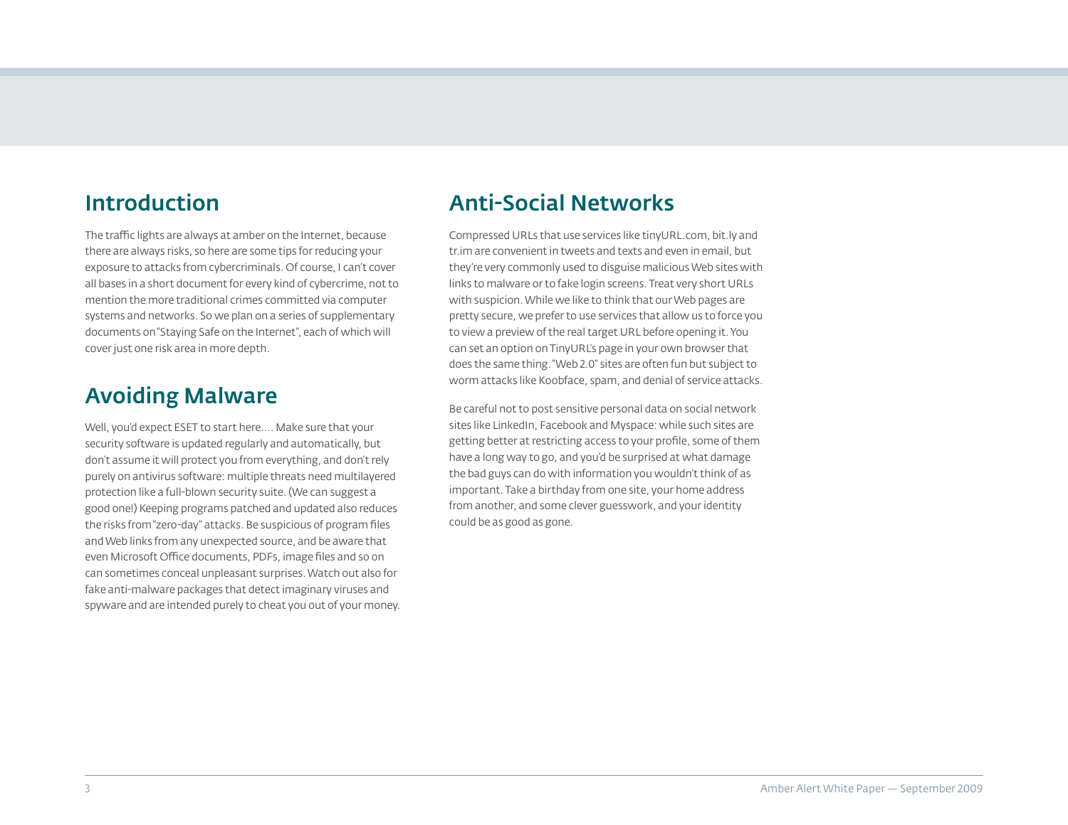## Introduction

The traffic lights are always at amber on the Internet, because there are always risks, so here are some tips for reducing your exposure to attacks from cybercriminals. Of course, I can't cover all bases in a short document for every kind of cybercrime, not to mention the more traditional crimes committed via computer systems and networks. So we plan on a series of supplementary documents on "Staying Safe on the Internet", each of which will cover just one risk area in more depth.

## Avoiding Malware

Well, you'd expect ESET to start here…. Make sure that your security software is updated regularly and automatically, but don't assume it will protect you from everything, and don't rely purely on antivirus software: multiple threats need multilayered protection like a full-blown security suite. (We can suggest a good one!) Keeping programs patched and updated also reduces the risks from "zero-day" attacks. Be suspicious of program files and Web links from any unexpected source, and be aware that even Microsoft Office documents, PDFs, image files and so on can sometimes conceal unpleasant surprises. Watch out also for fake anti-malware packages that detect imaginary viruses and spyware and are intended purely to cheat you out of your money.

## Anti-Social Networks

Compressed URLs that use services like tinyURL.com, bit.ly and tr.im are convenient in tweets and texts and even in email, but they're very commonly used to disguise malicious Web sites with links to malware or to fake login screens. Treat very short URLs with suspicion. While we like to think that our Web pages are pretty secure, we prefer to use services that allow us to force you to view a preview of the real target URL before opening it. You can set an option on TinyURL's page in your own browser that does the same thing. "Web 2.0" sites are often fun but subject to worm attacks like Koobface, spam, and denial of service attacks.

Be careful not to post sensitive personal data on social network sites like LinkedIn, Facebook and Myspace: while such sites are getting better at restricting access to your profile, some of them have a long way to go, and you'd be surprised at what damage the bad guys can do with information you wouldn't think of as important. Take a birthday from one site, your home address from another, and some clever guesswork, and your identity could be as good as gone.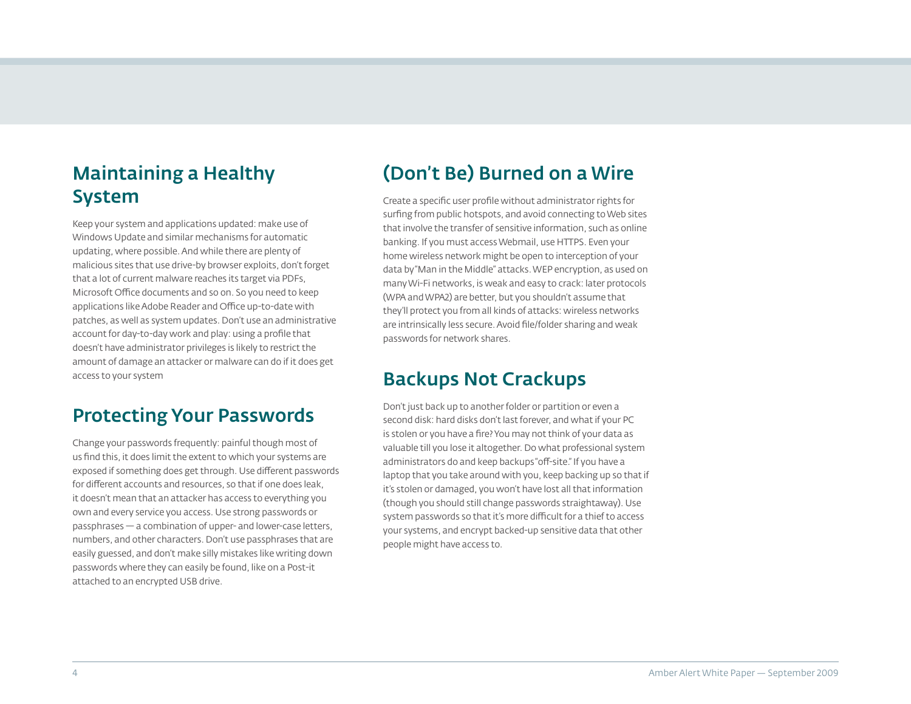## Maintaining a Healthy System

Keep your system and applications updated: make use of Windows Update and similar mechanisms for automatic updating, where possible. And while there are plenty of malicious sites that use drive-by browser exploits, don't forget that a lot of current malware reaches its target via PDFs, Microsoft Office documents and so on. So you need to keep applications like Adobe Reader and Office up-to-date with patches, as well as system updates. Don't use an administrative account for day-to-day work and play: using a profile that doesn't have administrator privileges is likely to restrict the amount of damage an attacker or malware can do if it does get access to your system

## Protecting Your Passwords

Change your passwords frequently: painful though most of us find this, it does limit the extent to which your systems are exposed if something does get through. Use different passwords for different accounts and resources, so that if one does leak, it doesn't mean that an attacker has access to everything you own and every service you access. Use strong passwords or passphrases — a combination of upper- and lower-case letters, numbers, and other characters. Don't use passphrases that are easily guessed, and don't make silly mistakes like writing down passwords where they can easily be found, like on a Post-it attached to an encrypted USB drive.

## (Don't Be) Burned on a Wire

Create a specific user profile without administrator rights for surfing from public hotspots, and avoid connecting to Web sites that involve the transfer of sensitive information, such as online banking. If you must access Webmail, use HTTPS. Even your home wireless network might be open to interception of your data by "Man in the Middle" attacks. WEP encryption, as used on many Wi-Fi networks, is weak and easy to crack: later protocols (WPA and WPA2) are better, but you shouldn't assume that they'll protect you from all kinds of attacks: wireless networks are intrinsically less secure. Avoid file/folder sharing and weak passwords for network shares.

## Backups Not Crackups

Don't just back up to another folder or partition or even a second disk: hard disks don't last forever, and what if your PC is stolen or you have a fire? You may not think of your data as valuable till you lose it altogether. Do what professional system administrators do and keep backups "off-site." If you have a laptop that you take around with you, keep backing up so that if it's stolen or damaged, you won't have lost all that information (though you should still change passwords straightaway). Use system passwords so that it's more difficult for a thief to access your systems, and encrypt backed-up sensitive data that other people might have access to.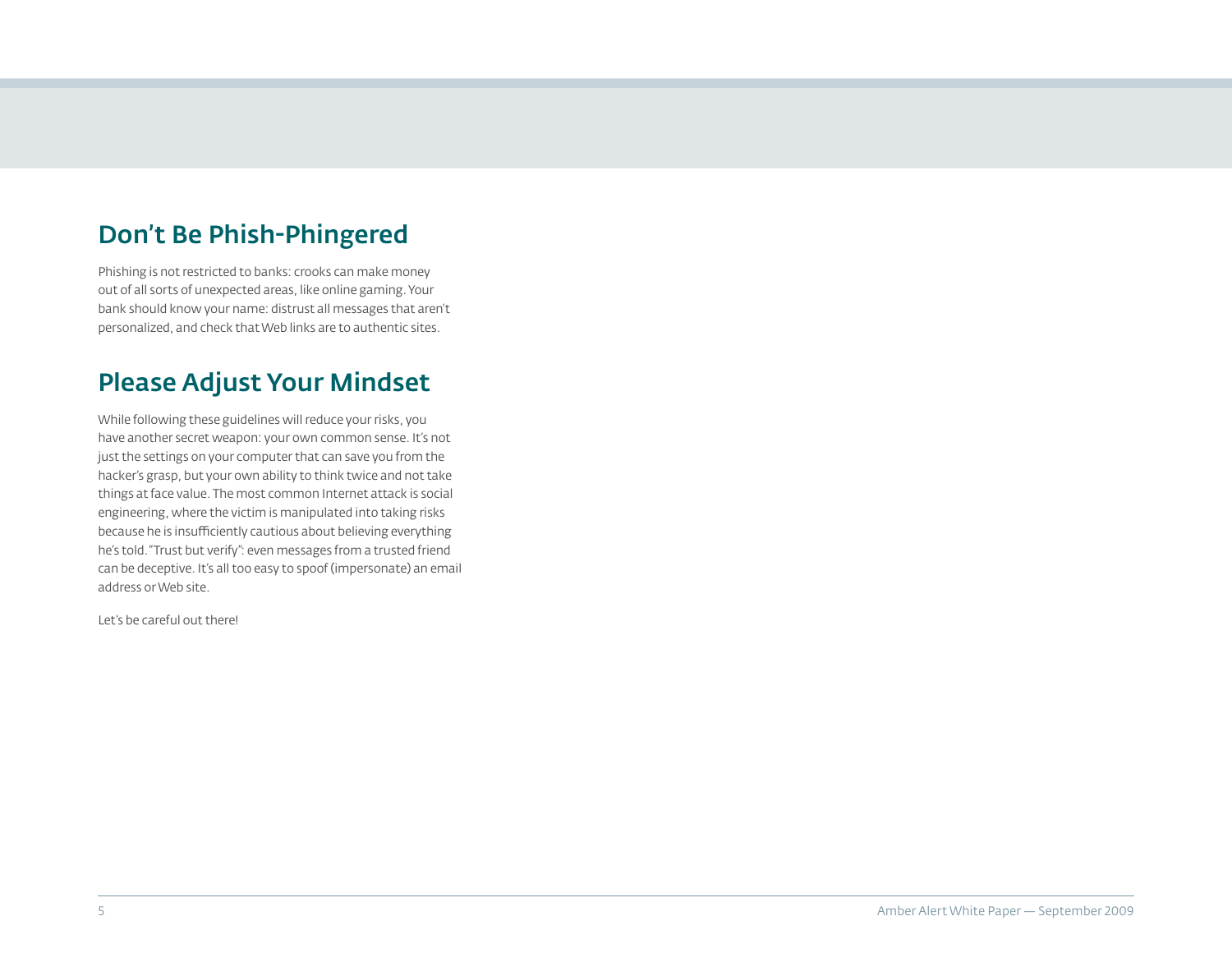## Don't Be Phish-Phingered

Phishing is not restricted to banks: crooks can make money out of all sorts of unexpected areas, like online gaming. Your bank should know your name: distrust all messages that aren't personalized, and check that Web links are to authentic sites.

## Please Adjust Your Mindset

While following these guidelines will reduce your risks, you have another secret weapon: your own common sense. It's not just the settings on your computer that can save you from the hacker's grasp, but your own ability to think twice and not take things at face value. The most common Internet attack is social engineering, where the victim is manipulated into taking risks because he is insufficiently cautious about believing everything he's told. "Trust but verify": even messages from a trusted friend can be deceptive. It's all too easy to spoof (impersonate) an email address or Web site.

Let's be careful out there!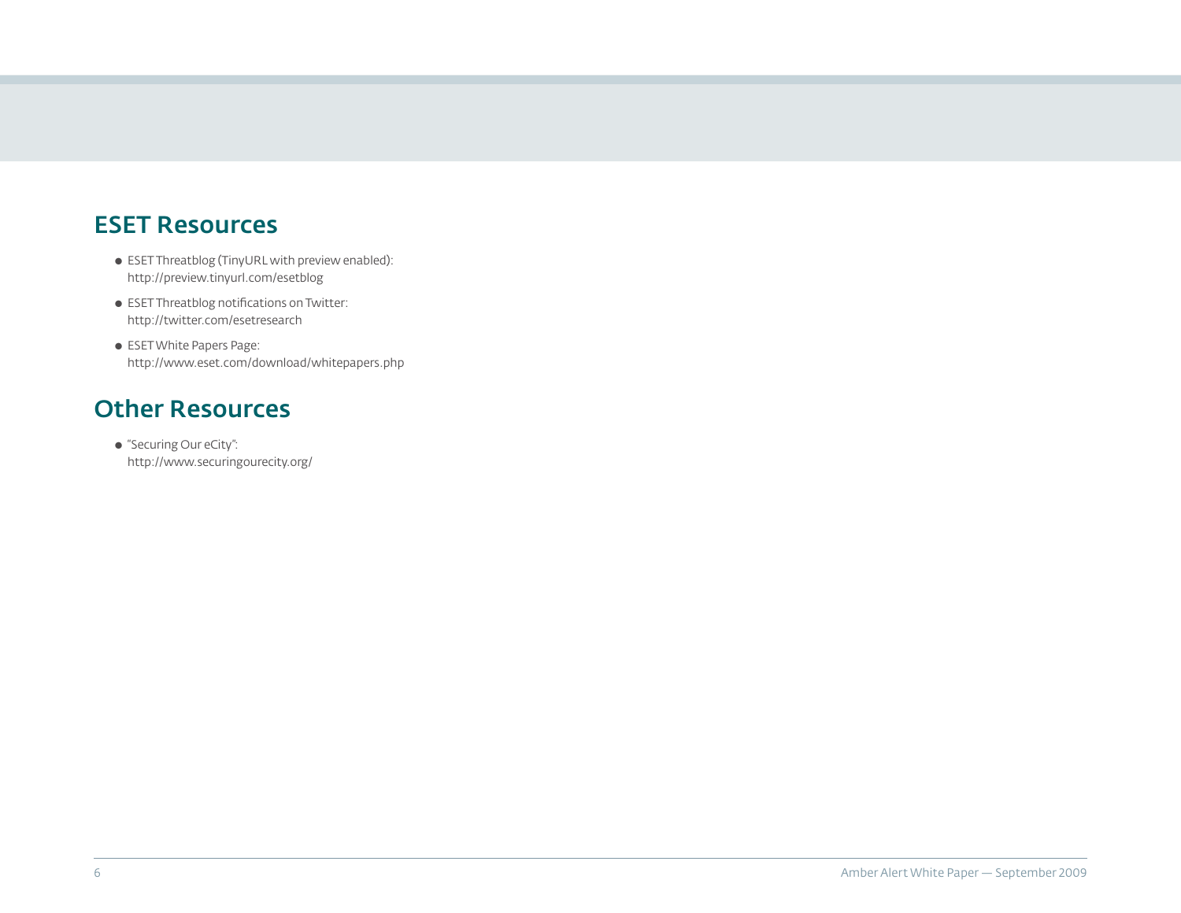## ESET Resources

- ESET Threatblog (TinyURL with preview enabled):
  http://preview.tinyurl.com/esetblog
- ESET Threatblog notifications on Twitter:
  http://twitter.com/esetresearch
- ESET White Papers Page:
  http://www.eset.com/download/whitepapers.php

## Other Resources

- "Securing Our eCity":
  http://www.securingourecity.org/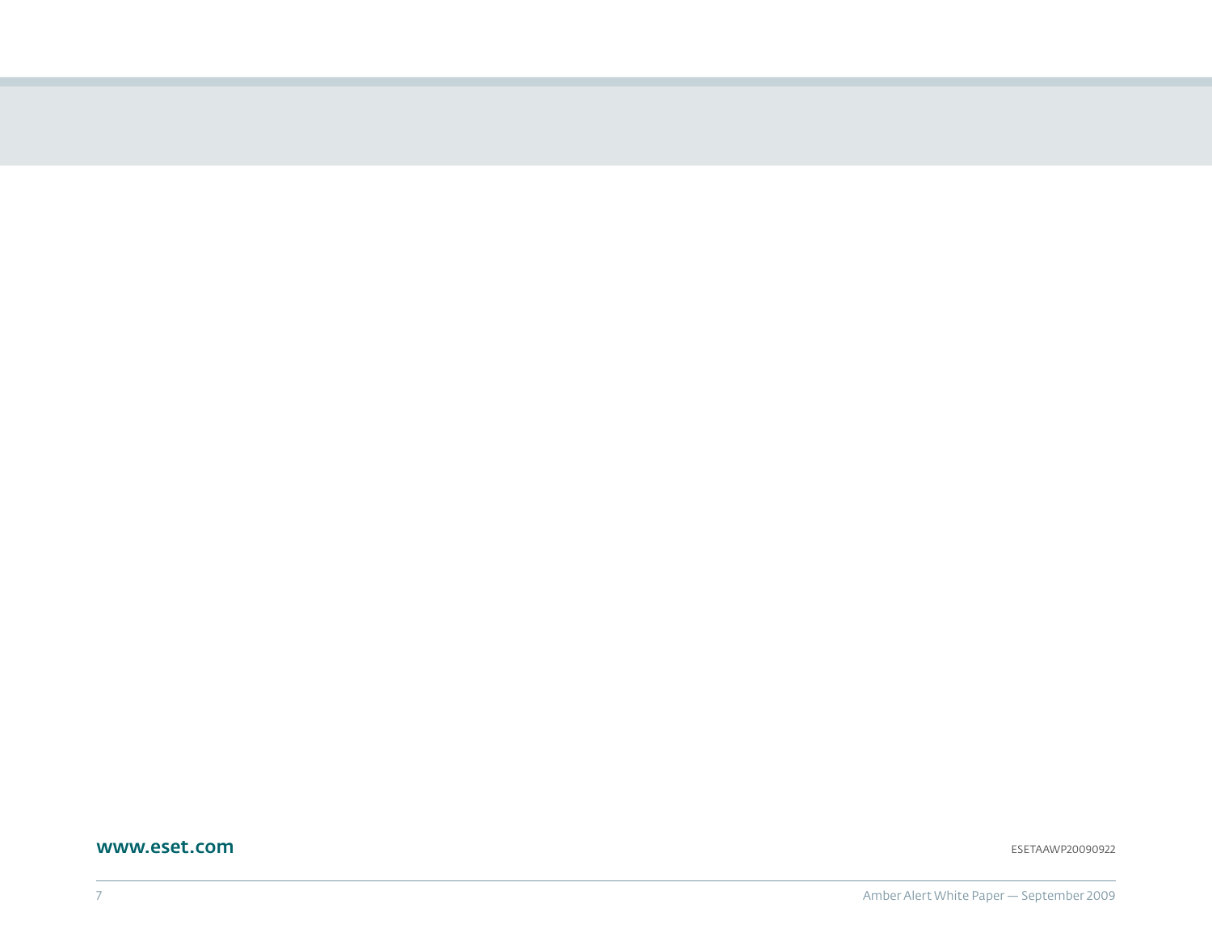**www.eset.com**

ESETAAWP20090922